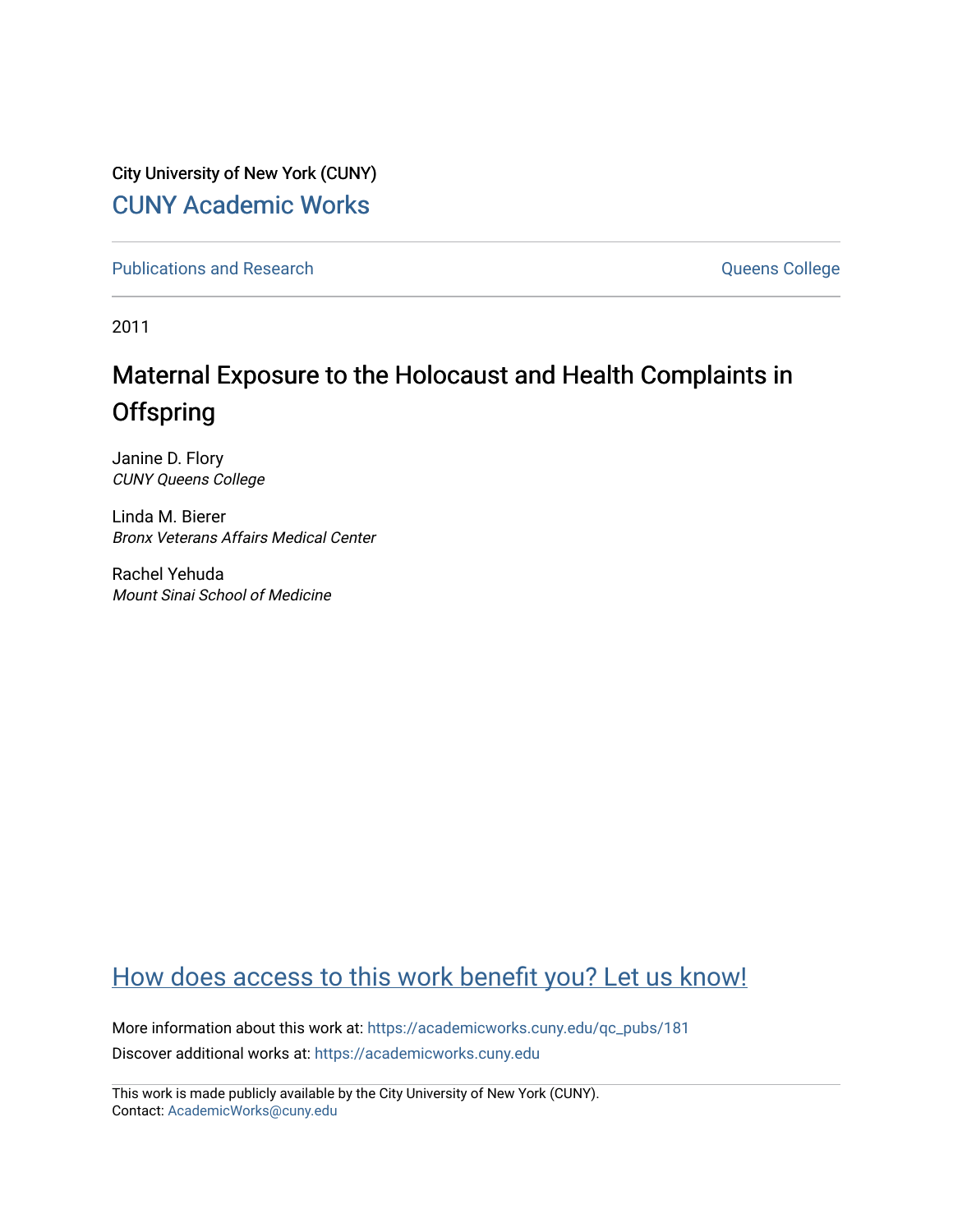City University of New York (CUNY)

CUNY Academic Works

Publications and Research

Queens College

2011

# Maternal Exposure to the Holocaust and Health Complaints in Offspring

Janine D. Flory
*CUNY Queens College*

Linda M. Bierer
*Bronx Veterans Affairs Medical Center*

Rachel Yehuda
*Mount Sinai School of Medicine*

How does access to this work benefit you? Let us know!

More information about this work at: https://academicworks.cuny.edu/qc_pubs/181

Discover additional works at: https://academicworks.cuny.edu

This work is made publicly available by the City University of New York (CUNY).
Contact: AcademicWorks@cuny.edu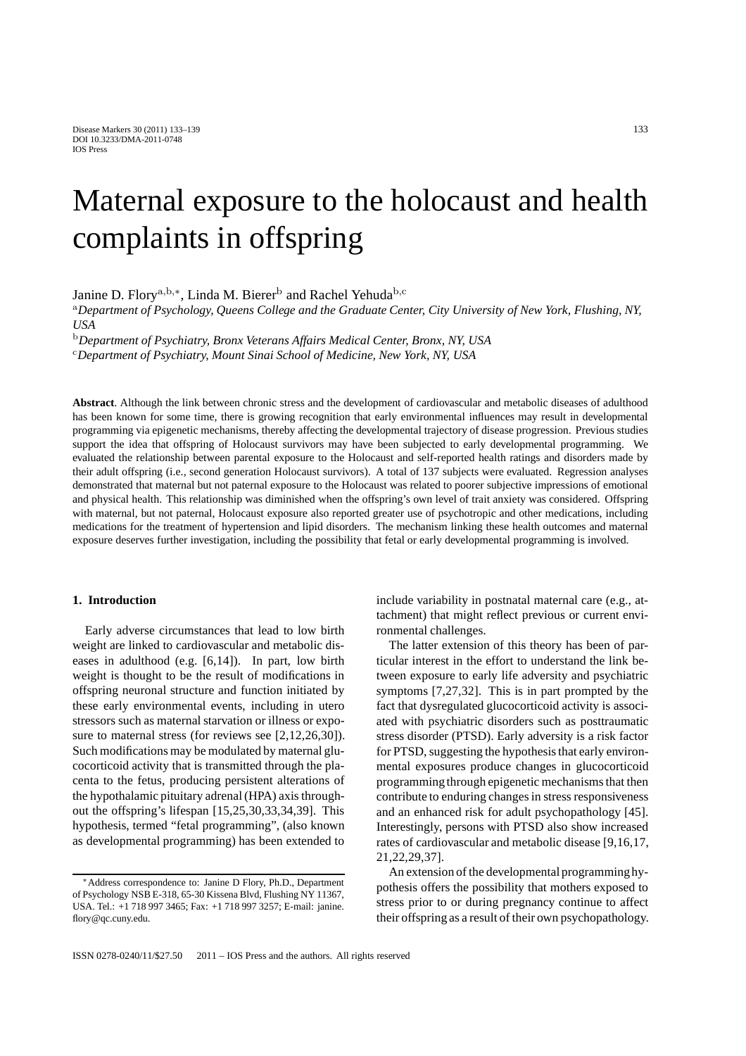# Maternal exposure to the holocaust and health complaints in offspring

Janine D. Flory[a,b,*], Linda M. Bierer[b] and Rachel Yehuda[b,c]

[a]*Department of Psychology, Queens College and the Graduate Center, City University of New York, Flushing, NY, USA*

[b]*Department of Psychiatry, Bronx Veterans Affairs Medical Center, Bronx, NY, USA*

[c]*Department of Psychiatry, Mount Sinai School of Medicine, New York, NY, USA*

**Abstract**. Although the link between chronic stress and the development of cardiovascular and metabolic diseases of adulthood has been known for some time, there is growing recognition that early environmental influences may result in developmental programming via epigenetic mechanisms, thereby affecting the developmental trajectory of disease progression. Previous studies support the idea that offspring of Holocaust survivors may have been subjected to early developmental programming. We evaluated the relationship between parental exposure to the Holocaust and self-reported health ratings and disorders made by their adult offspring (i.e., second generation Holocaust survivors). A total of 137 subjects were evaluated. Regression analyses demonstrated that maternal but not paternal exposure to the Holocaust was related to poorer subjective impressions of emotional and physical health. This relationship was diminished when the offspring's own level of trait anxiety was considered. Offspring with maternal, but not paternal, Holocaust exposure also reported greater use of psychotropic and other medications, including medications for the treatment of hypertension and lipid disorders. The mechanism linking these health outcomes and maternal exposure deserves further investigation, including the possibility that fetal or early developmental programming is involved.

## 1. Introduction

Early adverse circumstances that lead to low birth weight are linked to cardiovascular and metabolic diseases in adulthood (e.g. [6,14]). In part, low birth weight is thought to be the result of modifications in offspring neuronal structure and function initiated by these early environmental events, including in utero stressors such as maternal starvation or illness or exposure to maternal stress (for reviews see [2,12,26,30]). Such modifications may be modulated by maternal glucocorticoid activity that is transmitted through the placenta to the fetus, producing persistent alterations of the hypothalamic pituitary adrenal (HPA) axis throughout the offspring's lifespan [15,25,30,33,34,39]. This hypothesis, termed "fetal programming", (also known as developmental programming) has been extended to include variability in postnatal maternal care (e.g., attachment) that might reflect previous or current environmental challenges.

The latter extension of this theory has been of particular interest in the effort to understand the link between exposure to early life adversity and psychiatric symptoms [7,27,32]. This is in part prompted by the fact that dysregulated glucocorticoid activity is associated with psychiatric disorders such as posttraumatic stress disorder (PTSD). Early adversity is a risk factor for PTSD, suggesting the hypothesis that early environmental exposures produce changes in glucocorticoid programming through epigenetic mechanisms that then contribute to enduring changes in stress responsiveness and an enhanced risk for adult psychopathology [45]. Interestingly, persons with PTSD also show increased rates of cardiovascular and metabolic disease [9,16,17,21,22,29,37].

An extension of the developmental programming hypothesis offers the possibility that mothers exposed to stress prior to or during pregnancy continue to affect their offspring as a result of their own psychopathology.

*Address correspondence to: Janine D Flory, Ph.D., Department of Psychology NSB E-318, 65-30 Kissena Blvd, Flushing NY 11367, USA. Tel.: +1 718 997 3465; Fax: +1 718 997 3257; E-mail: janine.flory@qc.cuny.edu.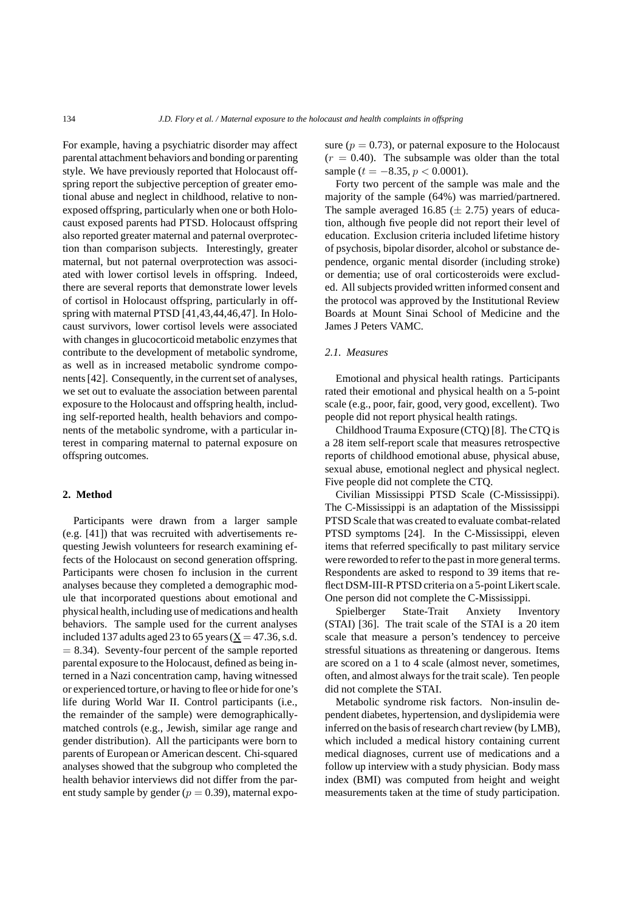For example, having a psychiatric disorder may affect parental attachment behaviors and bonding or parenting style. We have previously reported that Holocaust offspring report the subjective perception of greater emotional abuse and neglect in childhood, relative to non-exposed offspring, particularly when one or both Holocaust exposed parents had PTSD. Holocaust offspring also reported greater maternal and paternal overprotection than comparison subjects. Interestingly, greater maternal, but not paternal overprotection was associated with lower cortisol levels in offspring. Indeed, there are several reports that demonstrate lower levels of cortisol in Holocaust offspring, particularly in offspring with maternal PTSD [41,43,44,46,47]. In Holocaust survivors, lower cortisol levels were associated with changes in glucocorticoid metabolic enzymes that contribute to the development of metabolic syndrome, as well as in increased metabolic syndrome components [42]. Consequently, in the current set of analyses, we set out to evaluate the association between parental exposure to the Holocaust and offspring health, including self-reported health, health behaviors and components of the metabolic syndrome, with a particular interest in comparing maternal to paternal exposure on offspring outcomes.

## 2. Method

Participants were drawn from a larger sample (e.g. [41]) that was recruited with advertisements requesting Jewish volunteers for research examining effects of the Holocaust on second generation offspring. Participants were chosen fo inclusion in the current analyses because they completed a demographic module that incorporated questions about emotional and physical health, including use of medications and health behaviors. The sample used for the current analyses included 137 adults aged 23 to 65 years ($\underline{X} = 47.36$, s.d. $= 8.34$). Seventy-four percent of the sample reported parental exposure to the Holocaust, defined as being interned in a Nazi concentration camp, having witnessed or experienced torture, or having to flee or hide for one's life during World War II. Control participants (i.e., the remainder of the sample) were demographically-matched controls (e.g., Jewish, similar age range and gender distribution). All the participants were born to parents of European or American descent. Chi-squared analyses showed that the subgroup who completed the health behavior interviews did not differ from the parent study sample by gender ($p = 0.39$), maternal exposure ($p = 0.73$), or paternal exposure to the Holocaust ($r = 0.40$). The subsample was older than the total sample ($t = -8.35$, $p < 0.0001$).

Forty two percent of the sample was male and the majority of the sample (64%) was married/partnered. The sample averaged 16.85 ($\pm$ 2.75) years of education, although five people did not report their level of education. Exclusion criteria included lifetime history of psychosis, bipolar disorder, alcohol or substance dependence, organic mental disorder (including stroke) or dementia; use of oral corticosteroids were excluded. All subjects provided written informed consent and the protocol was approved by the Institutional Review Boards at Mount Sinai School of Medicine and the James J Peters VAMC.

### *2.1. Measures*

Emotional and physical health ratings. Participants rated their emotional and physical health on a 5-point scale (e.g., poor, fair, good, very good, excellent). Two people did not report physical health ratings.

Childhood Trauma Exposure (CTQ) [8]. The CTQ is a 28 item self-report scale that measures retrospective reports of childhood emotional abuse, physical abuse, sexual abuse, emotional neglect and physical neglect. Five people did not complete the CTQ.

Civilian Mississippi PTSD Scale (C-Mississippi). The C-Mississippi is an adaptation of the Mississippi PTSD Scale that was created to evaluate combat-related PTSD symptoms [24]. In the C-Mississippi, eleven items that referred specifically to past military service were reworded to refer to the past in more general terms. Respondents are asked to respond to 39 items that reflect DSM-III-R PTSD criteria on a 5-point Likert scale. One person did not complete the C-Mississippi.

Spielberger State-Trait Anxiety Inventory (STAI) [36]. The trait scale of the STAI is a 20 item scale that measure a person's tendencey to perceive stressful situations as threatening or dangerous. Items are scored on a 1 to 4 scale (almost never, sometimes, often, and almost always for the trait scale). Ten people did not complete the STAI.

Metabolic syndrome risk factors. Non-insulin dependent diabetes, hypertension, and dyslipidemia were inferred on the basis of research chart review (by LMB), which included a medical history containing current medical diagnoses, current use of medications and a follow up interview with a study physician. Body mass index (BMI) was computed from height and weight measurements taken at the time of study participation.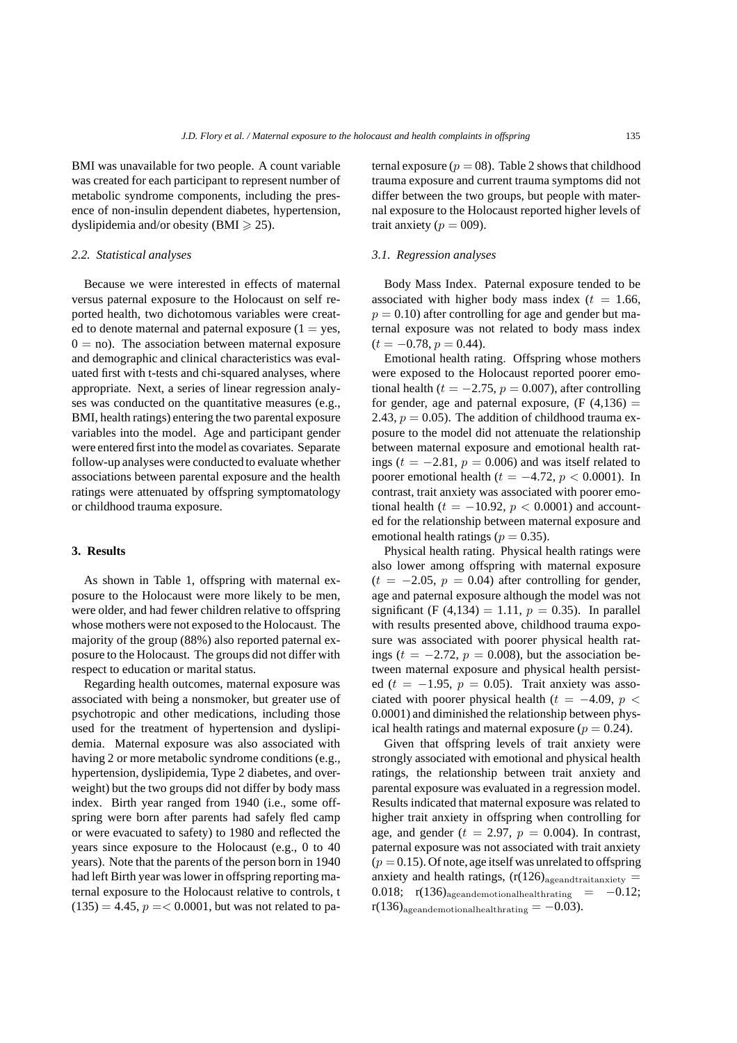BMI was unavailable for two people. A count variable was created for each participant to represent number of metabolic syndrome components, including the presence of non-insulin dependent diabetes, hypertension, dyslipidemia and/or obesity (BMI $\geqslant 25$).

### *2.2. Statistical analyses*

Because we were interested in effects of maternal versus paternal exposure to the Holocaust on self reported health, two dichotomous variables were created to denote maternal and paternal exposure ($1 =$ yes, $0 =$ no). The association between maternal exposure and demographic and clinical characteristics was evaluated first with t-tests and chi-squared analyses, where appropriate. Next, a series of linear regression analyses was conducted on the quantitative measures (e.g., BMI, health ratings) entering the two parental exposure variables into the model. Age and participant gender were entered first into the model as covariates. Separate follow-up analyses were conducted to evaluate whether associations between parental exposure and the health ratings were attenuated by offspring symptomatology or childhood trauma exposure.

## **3. Results**

As shown in Table 1, offspring with maternal exposure to the Holocaust were more likely to be men, were older, and had fewer children relative to offspring whose mothers were not exposed to the Holocaust. The majority of the group (88%) also reported paternal exposure to the Holocaust. The groups did not differ with respect to education or marital status.

Regarding health outcomes, maternal exposure was associated with being a nonsmoker, but greater use of psychotropic and other medications, including those used for the treatment of hypertension and dyslipidemia. Maternal exposure was also associated with having 2 or more metabolic syndrome conditions (e.g., hypertension, dyslipidemia, Type 2 diabetes, and overweight) but the two groups did not differ by body mass index. Birth year ranged from 1940 (i.e., some offspring were born after parents had safely fled camp or were evacuated to safety) to 1980 and reflected the years since exposure to the Holocaust (e.g., 0 to 40 years). Note that the parents of the person born in 1940 had left Birth year was lower in offspring reporting maternal exposure to the Holocaust relative to controls, t $(135) = 4.45$, $p =< 0.0001$, but was not related to paternal exposure ($p = 08$). Table 2 shows that childhood trauma exposure and current trauma symptoms did not differ between the two groups, but people with maternal exposure to the Holocaust reported higher levels of trait anxiety ($p = 009$).

### *3.1. Regression analyses*

Body Mass Index. Paternal exposure tended to be associated with higher body mass index ($t = 1.66$, $p = 0.10$) after controlling for age and gender but maternal exposure was not related to body mass index ($t = -0.78$, $p = 0.44$).

Emotional health rating. Offspring whose mothers were exposed to the Holocaust reported poorer emotional health ($t = -2.75$, $p = 0.007$), after controlling for gender, age and paternal exposure, (F $(4{,}136) = 2.43$, $p = 0.05$). The addition of childhood trauma exposure to the model did not attenuate the relationship between maternal exposure and emotional health ratings ($t = -2.81$, $p = 0.006$) and was itself related to poorer emotional health ($t = -4.72$, $p < 0.0001$). In contrast, trait anxiety was associated with poorer emotional health ($t = -10.92$, $p < 0.0001$) and accounted for the relationship between maternal exposure and emotional health ratings ($p = 0.35$).

Physical health rating. Physical health ratings were also lower among offspring with maternal exposure ($t = -2.05$, $p = 0.04$) after controlling for gender, age and paternal exposure although the model was not significant (F $(4{,}134) = 1.11$, $p = 0.35$). In parallel with results presented above, childhood trauma exposure was associated with poorer physical health ratings ($t = -2.72$, $p = 0.008$), but the association between maternal exposure and physical health persisted ($t = -1.95$, $p = 0.05$). Trait anxiety was associated with poorer physical health ($t = -4.09$, $p < 0.0001$) and diminished the relationship between physical health ratings and maternal exposure ($p = 0.24$).

Given that offspring levels of trait anxiety were strongly associated with emotional and physical health ratings, the relationship between trait anxiety and parental exposure was evaluated in a regression model. Results indicated that maternal exposure was related to higher trait anxiety in offspring when controlling for age, and gender ($t = 2.97$, $p = 0.004$). In contrast, paternal exposure was not associated with trait anxiety ($p = 0.15$). Of note, age itself was unrelated to offspring anxiety and health ratings, ($r(126)_{\mathrm{ageandtraitanxiety}} = 0.018$; $r(136)_{\mathrm{ageandemotionalhealthrating}} = -0.12$; $r(136)_{\mathrm{ageandemotionalhealthrating}} = -0.03$).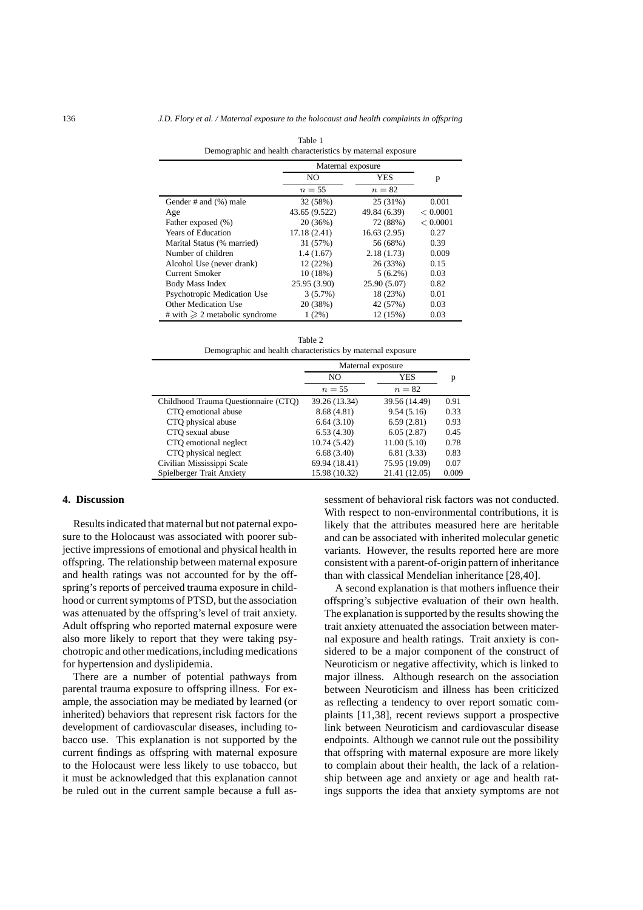Table 1
Demographic and health characteristics by maternal exposure

| | Maternal exposure | | p |
|---|---|---|---|
| | NO | YES | |
| | $n = 55$ | $n = 82$ | |
| Gender # and (%) male | 32 (58%) | 25 (31%) | 0.001 |
| Age | 43.65 (9.522) | 49.84 (6.39) | $< 0.0001$ |
| Father exposed (%) | 20 (36%) | 72 (88%) | $< 0.0001$ |
| Years of Education | 17.18 (2.41) | 16.63 (2.95) | 0.27 |
| Marital Status (% married) | 31 (57%) | 56 (68%) | 0.39 |
| Number of children | 1.4 (1.67) | 2.18 (1.73) | 0.009 |
| Alcohol Use (never drank) | 12 (22%) | 26 (33%) | 0.15 |
| Current Smoker | 10 (18%) | 5 (6.2%) | 0.03 |
| Body Mass Index | 25.95 (3.90) | 25.90 (5.07) | 0.82 |
| Psychotropic Medication Use | 3 (5.7%) | 18 (23%) | 0.01 |
| Other Medication Use | 20 (38%) | 42 (57%) | 0.03 |
| # with $\geqslant 2$ metabolic syndrome | 1 (2%) | 12 (15%) | 0.03 |

Table 2
Demographic and health characteristics by maternal exposure

| | Maternal exposure | | p |
|---|---|---|---|
| | NO | YES | |
| | $n = 55$ | $n = 82$ | |
| Childhood Trauma Questionnaire (CTQ) | 39.26 (13.34) | 39.56 (14.49) | 0.91 |
| CTQ emotional abuse | 8.68 (4.81) | 9.54 (5.16) | 0.33 |
| CTQ physical abuse | 6.64 (3.10) | 6.59 (2.81) | 0.93 |
| CTQ sexual abuse | 6.53 (4.30) | 6.05 (2.87) | 0.45 |
| CTQ emotional neglect | 10.74 (5.42) | 11.00 (5.10) | 0.78 |
| CTQ physical neglect | 6.68 (3.40) | 6.81 (3.33) | 0.83 |
| Civilian Mississippi Scale | 69.94 (18.41) | 75.95 (19.09) | 0.07 |
| Spielberger Trait Anxiety | 15.98 (10.32) | 21.41 (12.05) | 0.009 |

## 4. Discussion

Results indicated that maternal but not paternal exposure to the Holocaust was associated with poorer subjective impressions of emotional and physical health in offspring. The relationship between maternal exposure and health ratings was not accounted for by the offspring's reports of perceived trauma exposure in childhood or current symptoms of PTSD, but the association was attenuated by the offspring's level of trait anxiety. Adult offspring who reported maternal exposure were also more likely to report that they were taking psychotropic and other medications, including medications for hypertension and dyslipidemia.

There are a number of potential pathways from parental trauma exposure to offspring illness. For example, the association may be mediated by learned (or inherited) behaviors that represent risk factors for the development of cardiovascular diseases, including tobacco use. This explanation is not supported by the current findings as offspring with maternal exposure to the Holocaust were less likely to use tobacco, but it must be acknowledged that this explanation cannot be ruled out in the current sample because a full assessment of behavioral risk factors was not conducted. With respect to non-environmental contributions, it is likely that the attributes measured here are heritable and can be associated with inherited molecular genetic variants. However, the results reported here are more consistent with a parent-of-origin pattern of inheritance than with classical Mendelian inheritance [28,40].

A second explanation is that mothers influence their offspring's subjective evaluation of their own health. The explanation is supported by the results showing the trait anxiety attenuated the association between maternal exposure and health ratings. Trait anxiety is considered to be a major component of the construct of Neuroticism or negative affectivity, which is linked to major illness. Although research on the association between Neuroticism and illness has been criticized as reflecting a tendency to over report somatic complaints [11,38], recent reviews support a prospective link between Neuroticism and cardiovascular disease endpoints. Although we cannot rule out the possibility that offspring with maternal exposure are more likely to complain about their health, the lack of a relationship between age and anxiety or age and health ratings supports the idea that anxiety symptoms are not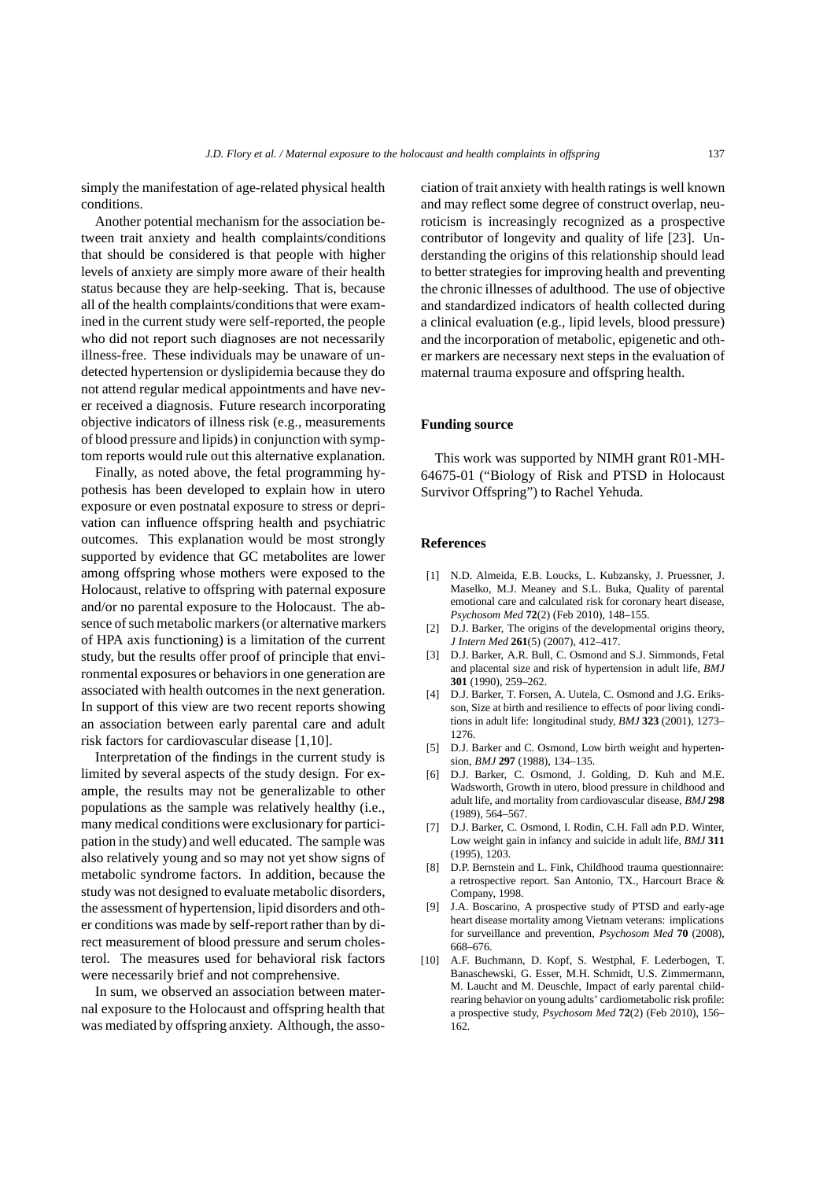simply the manifestation of age-related physical health conditions.

Another potential mechanism for the association between trait anxiety and health complaints/conditions that should be considered is that people with higher levels of anxiety are simply more aware of their health status because they are help-seeking. That is, because all of the health complaints/conditions that were examined in the current study were self-reported, the people who did not report such diagnoses are not necessarily illness-free. These individuals may be unaware of undetected hypertension or dyslipidemia because they do not attend regular medical appointments and have never received a diagnosis. Future research incorporating objective indicators of illness risk (e.g., measurements of blood pressure and lipids) in conjunction with symptom reports would rule out this alternative explanation.

Finally, as noted above, the fetal programming hypothesis has been developed to explain how in utero exposure or even postnatal exposure to stress or deprivation can influence offspring health and psychiatric outcomes. This explanation would be most strongly supported by evidence that GC metabolites are lower among offspring whose mothers were exposed to the Holocaust, relative to offspring with paternal exposure and/or no parental exposure to the Holocaust. The absence of such metabolic markers (or alternative markers of HPA axis functioning) is a limitation of the current study, but the results offer proof of principle that environmental exposures or behaviors in one generation are associated with health outcomes in the next generation. In support of this view are two recent reports showing an association between early parental care and adult risk factors for cardiovascular disease [1,10].

Interpretation of the findings in the current study is limited by several aspects of the study design. For example, the results may not be generalizable to other populations as the sample was relatively healthy (i.e., many medical conditions were exclusionary for participation in the study) and well educated. The sample was also relatively young and so may not yet show signs of metabolic syndrome factors. In addition, because the study was not designed to evaluate metabolic disorders, the assessment of hypertension, lipid disorders and other conditions was made by self-report rather than by direct measurement of blood pressure and serum cholesterol. The measures used for behavioral risk factors were necessarily brief and not comprehensive.

In sum, we observed an association between maternal exposure to the Holocaust and offspring health that was mediated by offspring anxiety. Although, the association of trait anxiety with health ratings is well known and may reflect some degree of construct overlap, neuroticism is increasingly recognized as a prospective contributor of longevity and quality of life [23]. Understanding the origins of this relationship should lead to better strategies for improving health and preventing the chronic illnesses of adulthood. The use of objective and standardized indicators of health collected during a clinical evaluation (e.g., lipid levels, blood pressure) and the incorporation of metabolic, epigenetic and other markers are necessary next steps in the evaluation of maternal trauma exposure and offspring health.

## Funding source

This work was supported by NIMH grant R01-MH-64675-01 ("Biology of Risk and PTSD in Holocaust Survivor Offspring") to Rachel Yehuda.

## References

[1] N.D. Almeida, E.B. Loucks, L. Kubzansky, J. Pruessner, J. Maselko, M.J. Meaney and S.L. Buka, Quality of parental emotional care and calculated risk for coronary heart disease, *Psychosom Med* **72**(2) (Feb 2010), 148–155.

[2] D.J. Barker, The origins of the developmental origins theory, *J Intern Med* **261**(5) (2007), 412–417.

[3] D.J. Barker, A.R. Bull, C. Osmond and S.J. Simmonds, Fetal and placental size and risk of hypertension in adult life, *BMJ* **301** (1990), 259–262.

[4] D.J. Barker, T. Forsen, A. Uutela, C. Osmond and J.G. Eriksson, Size at birth and resilience to effects of poor living conditions in adult life: longitudinal study, *BMJ* **323** (2001), 1273–1276.

[5] D.J. Barker and C. Osmond, Low birth weight and hypertension, *BMJ* **297** (1988), 134–135.

[6] D.J. Barker, C. Osmond, J. Golding, D. Kuh and M.E. Wadsworth, Growth in utero, blood pressure in childhood and adult life, and mortality from cardiovascular disease, *BMJ* **298** (1989), 564–567.

[7] D.J. Barker, C. Osmond, I. Rodin, C.H. Fall adn P.D. Winter, Low weight gain in infancy and suicide in adult life, *BMJ* **311** (1995), 1203.

[8] D.P. Bernstein and L. Fink, Childhood trauma questionnaire: a retrospective report. San Antonio, TX., Harcourt Brace & Company, 1998.

[9] J.A. Boscarino, A prospective study of PTSD and early-age heart disease mortality among Vietnam veterans: implications for surveillance and prevention, *Psychosom Med* **70** (2008), 668–676.

[10] A.F. Buchmann, D. Kopf, S. Westphal, F. Lederbogen, T. Banaschewski, G. Esser, M.H. Schmidt, U.S. Zimmermann, M. Laucht and M. Deuschle, Impact of early parental child-rearing behavior on young adults' cardiometabolic risk profile: a prospective study, *Psychosom Med* **72**(2) (Feb 2010), 156–162.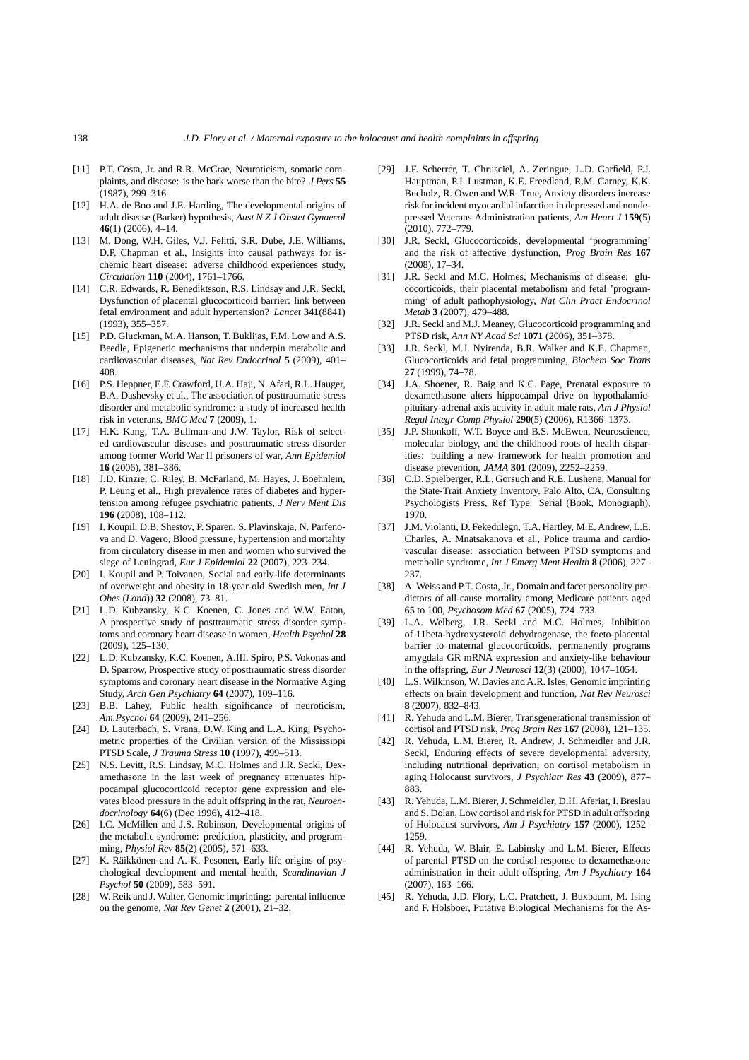[11] P.T. Costa, Jr. and R.R. McCrae, Neuroticism, somatic complaints, and disease: is the bark worse than the bite? *J Pers* **55** (1987), 299–316.

[12] H.A. de Boo and J.E. Harding, The developmental origins of adult disease (Barker) hypothesis, *Aust N Z J Obstet Gynaecol* **46**(1) (2006), 4–14.

[13] M. Dong, W.H. Giles, V.J. Felitti, S.R. Dube, J.E. Williams, D.P. Chapman et al., Insights into causal pathways for ischemic heart disease: adverse childhood experiences study, *Circulation* **110** (2004), 1761–1766.

[14] C.R. Edwards, R. Benediktsson, R.S. Lindsay and J.R. Seckl, Dysfunction of placental glucocorticoid barrier: link between fetal environment and adult hypertension? *Lancet* **341**(8841) (1993), 355–357.

[15] P.D. Gluckman, M.A. Hanson, T. Buklijas, F.M. Low and A.S. Beedle, Epigenetic mechanisms that underpin metabolic and cardiovascular diseases, *Nat Rev Endocrinol* **5** (2009), 401–408.

[16] P.S. Heppner, E.F. Crawford, U.A. Haji, N. Afari, R.L. Hauger, B.A. Dashevsky et al., The association of posttraumatic stress disorder and metabolic syndrome: a study of increased health risk in veterans, *BMC Med* **7** (2009), 1.

[17] H.K. Kang, T.A. Bullman and J.W. Taylor, Risk of selected cardiovascular diseases and posttraumatic stress disorder among former World War II prisoners of war, *Ann Epidemiol* **16** (2006), 381–386.

[18] J.D. Kinzie, C. Riley, B. McFarland, M. Hayes, J. Boehnlein, P. Leung et al., High prevalence rates of diabetes and hypertension among refugee psychiatric patients, *J Nerv Ment Dis* **196** (2008), 108–112.

[19] I. Koupil, D.B. Shestov, P. Sparen, S. Plavinskaja, N. Parfenova and D. Vagero, Blood pressure, hypertension and mortality from circulatory disease in men and women who survived the siege of Leningrad, *Eur J Epidemiol* **22** (2007), 223–234.

[20] I. Koupil and P. Toivanen, Social and early-life determinants of overweight and obesity in 18-year-old Swedish men, *Int J Obes* (*Lond*)) **32** (2008), 73–81.

[21] L.D. Kubzansky, K.C. Koenen, C. Jones and W.W. Eaton, A prospective study of posttraumatic stress disorder symptoms and coronary heart disease in women, *Health Psychol* **28** (2009), 125–130.

[22] L.D. Kubzansky, K.C. Koenen, A.III. Spiro, P.S. Vokonas and D. Sparrow, Prospective study of posttraumatic stress disorder symptoms and coronary heart disease in the Normative Aging Study, *Arch Gen Psychiatry* **64** (2007), 109–116.

[23] B.B. Lahey, Public health significance of neuroticism, *Am.Psychol* **64** (2009), 241–256.

[24] D. Lauterbach, S. Vrana, D.W. King and L.A. King, Psychometric properties of the Civilian version of the Mississippi PTSD Scale, *J Trauma Stress* **10** (1997), 499–513.

[25] N.S. Levitt, R.S. Lindsay, M.C. Holmes and J.R. Seckl, Dexamethasone in the last week of pregnancy attenuates hippocampal glucocorticoid receptor gene expression and elevates blood pressure in the adult offspring in the rat, *Neuroendocrinology* **64**(6) (Dec 1996), 412–418.

[26] I.C. McMillen and J.S. Robinson, Developmental origins of the metabolic syndrome: prediction, plasticity, and programming, *Physiol Rev* **85**(2) (2005), 571–633.

[27] K. Räikkönen and A.-K. Pesonen, Early life origins of psychological development and mental health, *Scandinavian J Psychol* **50** (2009), 583–591.

[28] W. Reik and J. Walter, Genomic imprinting: parental influence on the genome, *Nat Rev Genet* **2** (2001), 21–32.

[29] J.F. Scherrer, T. Chrusciel, A. Zeringue, L.D. Garfield, P.J. Hauptman, P.J. Lustman, K.E. Freedland, R.M. Carney, K.K. Bucholz, R. Owen and W.R. True, Anxiety disorders increase risk for incident myocardial infarction in depressed and nondepressed Veterans Administration patients, *Am Heart J* **159**(5) (2010), 772–779.

[30] J.R. Seckl, Glucocorticoids, developmental 'programming' and the risk of affective dysfunction, *Prog Brain Res* **167** (2008), 17–34.

[31] J.R. Seckl and M.C. Holmes, Mechanisms of disease: glucocorticoids, their placental metabolism and fetal 'programming' of adult pathophysiology, *Nat Clin Pract Endocrinol Metab* **3** (2007), 479–488.

[32] J.R. Seckl and M.J. Meaney, Glucocorticoid programming and PTSD risk, *Ann NY Acad Sci* **1071** (2006), 351–378.

[33] J.R. Seckl, M.J. Nyirenda, B.R. Walker and K.E. Chapman, Glucocorticoids and fetal programming, *Biochem Soc Trans* **27** (1999), 74–78.

[34] J.A. Shoener, R. Baig and K.C. Page, Prenatal exposure to dexamethasone alters hippocampal drive on hypothalamic-pituitary-adrenal axis activity in adult male rats, *Am J Physiol Regul Integr Comp Physiol* **290**(5) (2006), R1366–1373.

[35] J.P. Shonkoff, W.T. Boyce and B.S. McEwen, Neuroscience, molecular biology, and the childhood roots of health disparities: building a new framework for health promotion and disease prevention, *JAMA* **301** (2009), 2252–2259.

[36] C.D. Spielberger, R.L. Gorsuch and R.E. Lushene, Manual for the State-Trait Anxiety Inventory. Palo Alto, CA, Consulting Psychologists Press, Ref Type: Serial (Book, Monograph), 1970.

[37] J.M. Violanti, D. Fekedulegn, T.A. Hartley, M.E. Andrew, L.E. Charles, A. Mnatsakanova et al., Police trauma and cardiovascular disease: association between PTSD symptoms and metabolic syndrome, *Int J Emerg Ment Health* **8** (2006), 227–237.

[38] A. Weiss and P.T. Costa, Jr., Domain and facet personality predictors of all-cause mortality among Medicare patients aged 65 to 100, *Psychosom Med* **67** (2005), 724–733.

[39] L.A. Welberg, J.R. Seckl and M.C. Holmes, Inhibition of 11beta-hydroxysteroid dehydrogenase, the foeto-placental barrier to maternal glucocorticoids, permanently programs amygdala GR mRNA expression and anxiety-like behaviour in the offspring, *Eur J Neurosci* **12**(3) (2000), 1047–1054.

[40] L.S. Wilkinson, W. Davies and A.R. Isles, Genomic imprinting effects on brain development and function, *Nat Rev Neurosci* **8** (2007), 832–843.

[41] R. Yehuda and L.M. Bierer, Transgenerational transmission of cortisol and PTSD risk, *Prog Brain Res* **167** (2008), 121–135.

[42] R. Yehuda, L.M. Bierer, R. Andrew, J. Schmeidler and J.R. Seckl, Enduring effects of severe developmental adversity, including nutritional deprivation, on cortisol metabolism in aging Holocaust survivors, *J Psychiatr Res* **43** (2009), 877–883.

[43] R. Yehuda, L.M. Bierer, J. Schmeidler, D.H. Aferiat, I. Breslau and S. Dolan, Low cortisol and risk for PTSD in adult offspring of Holocaust survivors, *Am J Psychiatry* **157** (2000), 1252–1259.

[44] R. Yehuda, W. Blair, E. Labinsky and L.M. Bierer, Effects of parental PTSD on the cortisol response to dexamethasone administration in their adult offspring, *Am J Psychiatry* **164** (2007), 163–166.

[45] R. Yehuda, J.D. Flory, L.C. Pratchett, J. Buxbaum, M. Ising and F. Holsboer, Putative Biological Mechanisms for the As-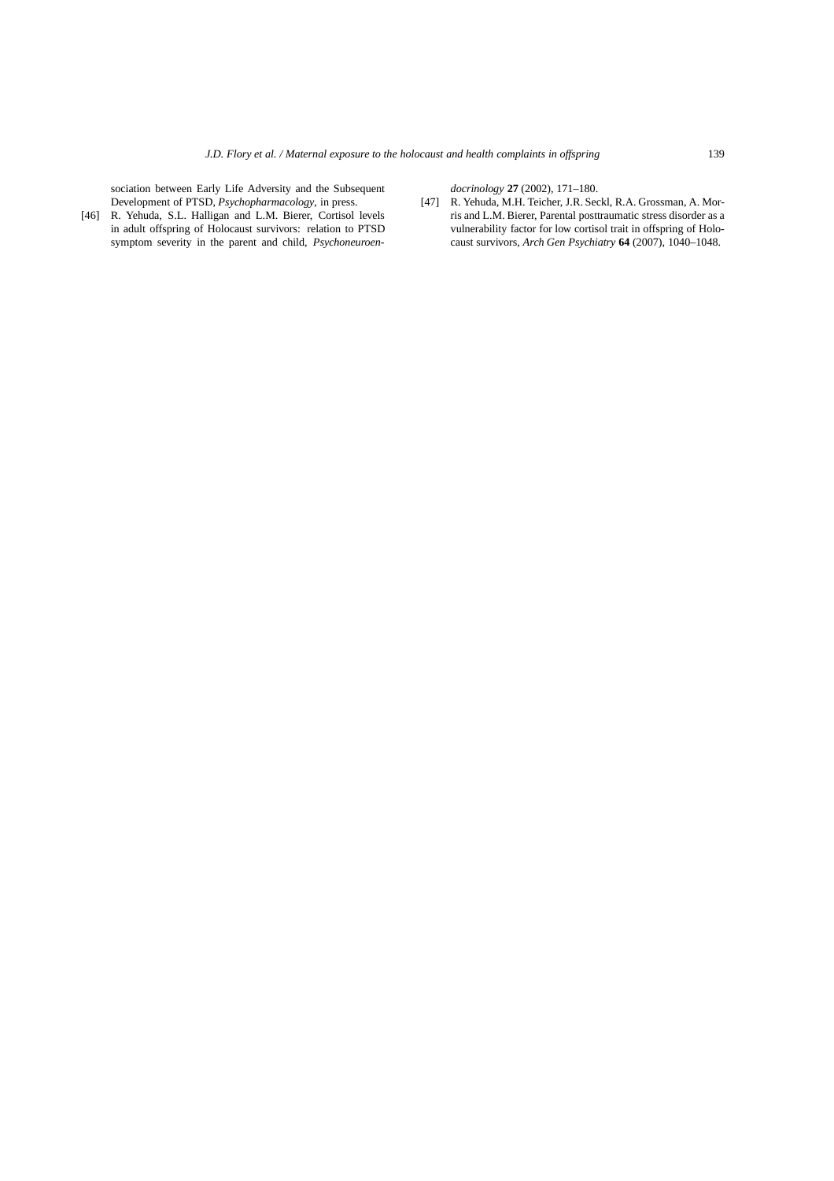sociation between Early Life Adversity and the Subsequent Development of PTSD, *Psychopharmacology*, in press.

[46] R. Yehuda, S.L. Halligan and L.M. Bierer, Cortisol levels in adult offspring of Holocaust survivors: relation to PTSD symptom severity in the parent and child, *Psychoneuroendocrinology* **27** (2002), 171–180.

[47] R. Yehuda, M.H. Teicher, J.R. Seckl, R.A. Grossman, A. Morris and L.M. Bierer, Parental posttraumatic stress disorder as a vulnerability factor for low cortisol trait in offspring of Holocaust survivors, *Arch Gen Psychiatry* **64** (2007), 1040–1048.